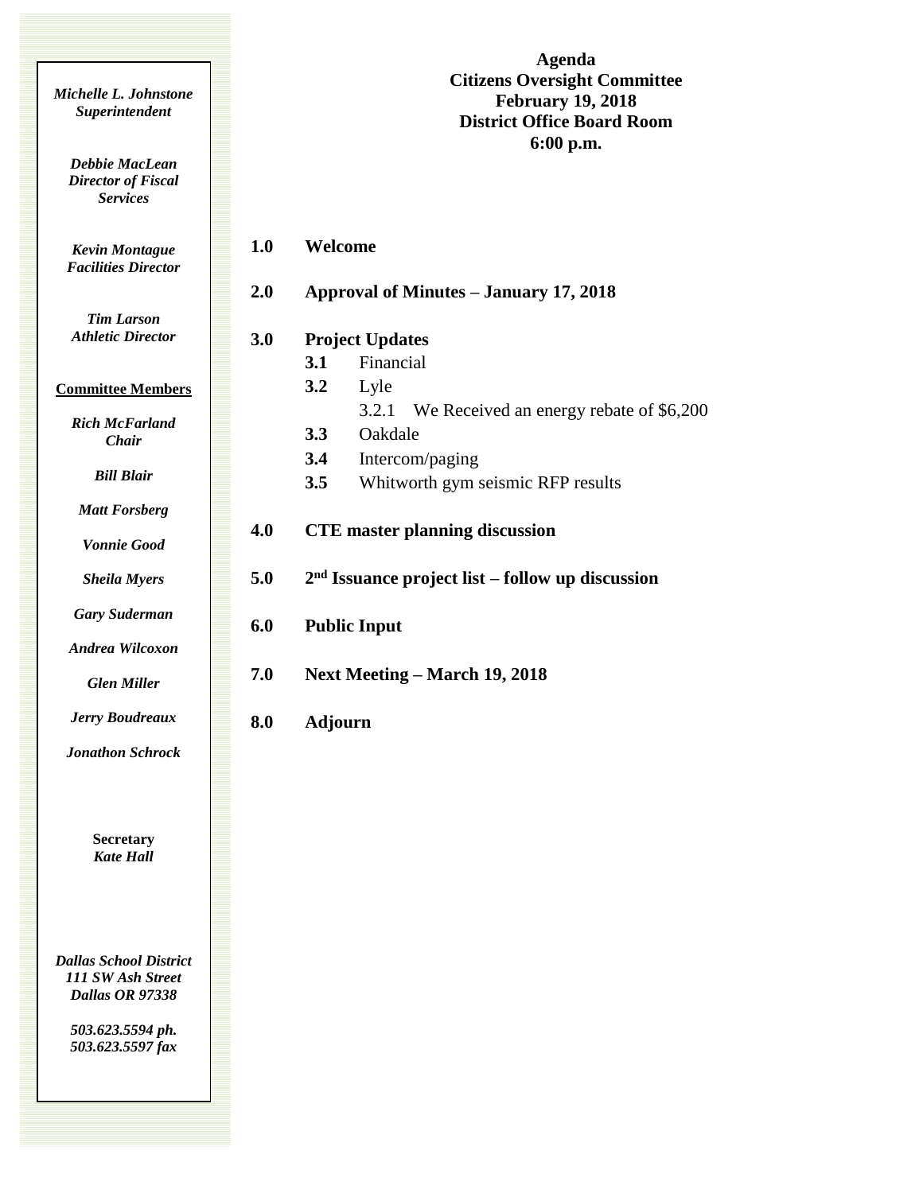# Agenda
## Citizens Oversight Committee
**February 19, 2018**
**District Office Board Room**
**6:00 p.m.**

*Michelle L. Johnstone*
*Superintendent*

*Debbie MacLean*
*Director of Fiscal Services*

*Kevin Montague*
*Facilities Director*

*Tim Larson*
*Athletic Director*

**Committee Members**

*Rich McFarland*
*Chair*

*Bill Blair*

*Matt Forsberg*

*Vonnie Good*

*Sheila Myers*

*Gary Suderman*

*Andrea Wilcoxon*

*Glen Miller*

*Jerry Boudreaux*

*Jonathon Schrock*

**Secretary**
*Kate Hall*

*Dallas School District*
*111 SW Ash Street*
*Dallas OR 97338*

*503.623.5594 ph.*
*503.623.5597 fax*

**1.0 Welcome**

**2.0 Approval of Minutes – January 17, 2018**

**3.0 Project Updates**

- **3.1** Financial
- **3.2** Lyle
  - 3.2.1 We Received an energy rebate of $6,200
- **3.3** Oakdale
- **3.4** Intercom/paging
- **3.5** Whitworth gym seismic RFP results

**4.0 CTE master planning discussion**

**5.0 2nd Issuance project list – follow up discussion**

**6.0 Public Input**

**7.0 Next Meeting – March 19, 2018**

**8.0 Adjourn**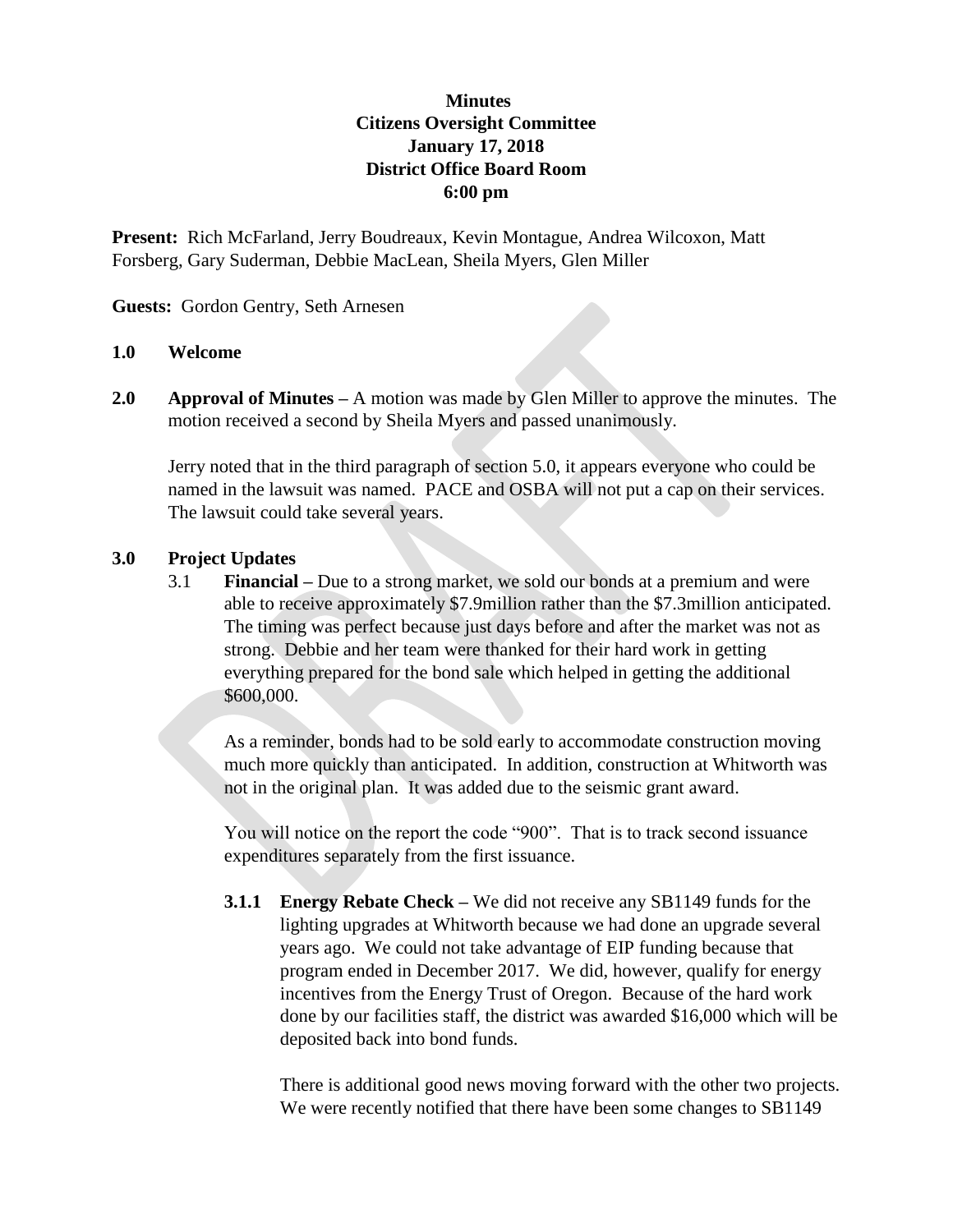**Minutes**
**Citizens Oversight Committee**
**January 17, 2018**
**District Office Board Room**
**6:00 pm**

**Present:** Rich McFarland, Jerry Boudreaux, Kevin Montague, Andrea Wilcoxon, Matt Forsberg, Gary Suderman, Debbie MacLean, Sheila Myers, Glen Miller

**Guests:** Gordon Gentry, Seth Arnesen

**1.0 Welcome**

**2.0 Approval of Minutes –** A motion was made by Glen Miller to approve the minutes. The motion received a second by Sheila Myers and passed unanimously.

Jerry noted that in the third paragraph of section 5.0, it appears everyone who could be named in the lawsuit was named. PACE and OSBA will not put a cap on their services. The lawsuit could take several years.

**3.0 Project Updates**

3.1 **Financial –** Due to a strong market, we sold our bonds at a premium and were able to receive approximately $7.9million rather than the $7.3million anticipated. The timing was perfect because just days before and after the market was not as strong. Debbie and her team were thanked for their hard work in getting everything prepared for the bond sale which helped in getting the additional $600,000.

As a reminder, bonds had to be sold early to accommodate construction moving much more quickly than anticipated. In addition, construction at Whitworth was not in the original plan. It was added due to the seismic grant award.

You will notice on the report the code "900". That is to track second issuance expenditures separately from the first issuance.

**3.1.1 Energy Rebate Check –** We did not receive any SB1149 funds for the lighting upgrades at Whitworth because we had done an upgrade several years ago. We could not take advantage of EIP funding because that program ended in December 2017. We did, however, qualify for energy incentives from the Energy Trust of Oregon. Because of the hard work done by our facilities staff, the district was awarded $16,000 which will be deposited back into bond funds.

There is additional good news moving forward with the other two projects. We were recently notified that there have been some changes to SB1149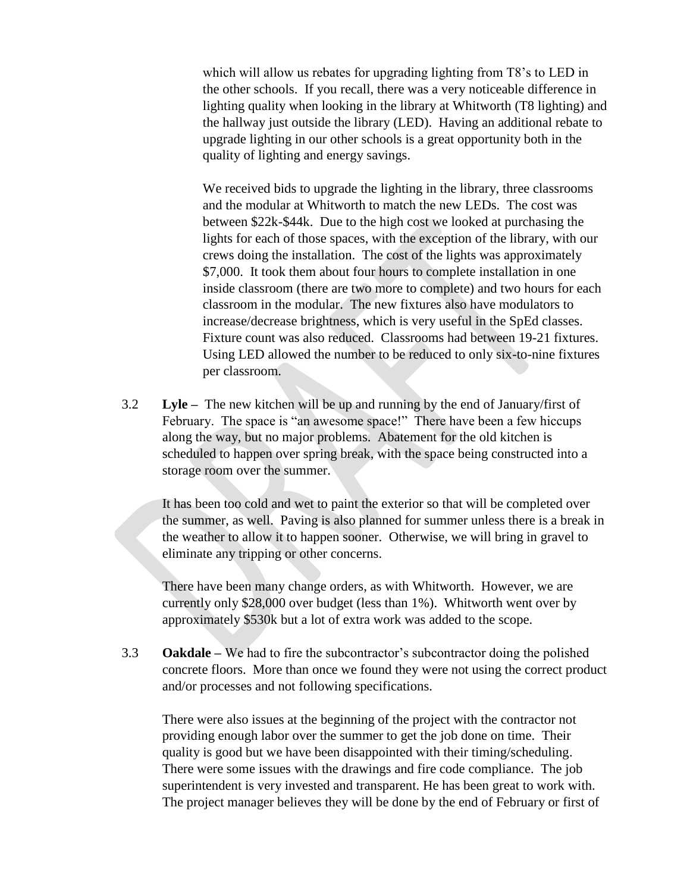which will allow us rebates for upgrading lighting from T8's to LED in the other schools. If you recall, there was a very noticeable difference in lighting quality when looking in the library at Whitworth (T8 lighting) and the hallway just outside the library (LED). Having an additional rebate to upgrade lighting in our other schools is a great opportunity both in the quality of lighting and energy savings.

We received bids to upgrade the lighting in the library, three classrooms and the modular at Whitworth to match the new LEDs. The cost was between $22k-$44k. Due to the high cost we looked at purchasing the lights for each of those spaces, with the exception of the library, with our crews doing the installation. The cost of the lights was approximately $7,000. It took them about four hours to complete installation in one inside classroom (there are two more to complete) and two hours for each classroom in the modular. The new fixtures also have modulators to increase/decrease brightness, which is very useful in the SpEd classes. Fixture count was also reduced. Classrooms had between 19-21 fixtures. Using LED allowed the number to be reduced to only six-to-nine fixtures per classroom.

3.2 **Lyle –** The new kitchen will be up and running by the end of January/first of February. The space is "an awesome space!" There have been a few hiccups along the way, but no major problems. Abatement for the old kitchen is scheduled to happen over spring break, with the space being constructed into a storage room over the summer.

It has been too cold and wet to paint the exterior so that will be completed over the summer, as well. Paving is also planned for summer unless there is a break in the weather to allow it to happen sooner. Otherwise, we will bring in gravel to eliminate any tripping or other concerns.

There have been many change orders, as with Whitworth. However, we are currently only $28,000 over budget (less than 1%). Whitworth went over by approximately $530k but a lot of extra work was added to the scope.

3.3 **Oakdale –** We had to fire the subcontractor's subcontractor doing the polished concrete floors. More than once we found they were not using the correct product and/or processes and not following specifications.

There were also issues at the beginning of the project with the contractor not providing enough labor over the summer to get the job done on time. Their quality is good but we have been disappointed with their timing/scheduling. There were some issues with the drawings and fire code compliance. The job superintendent is very invested and transparent. He has been great to work with. The project manager believes they will be done by the end of February or first of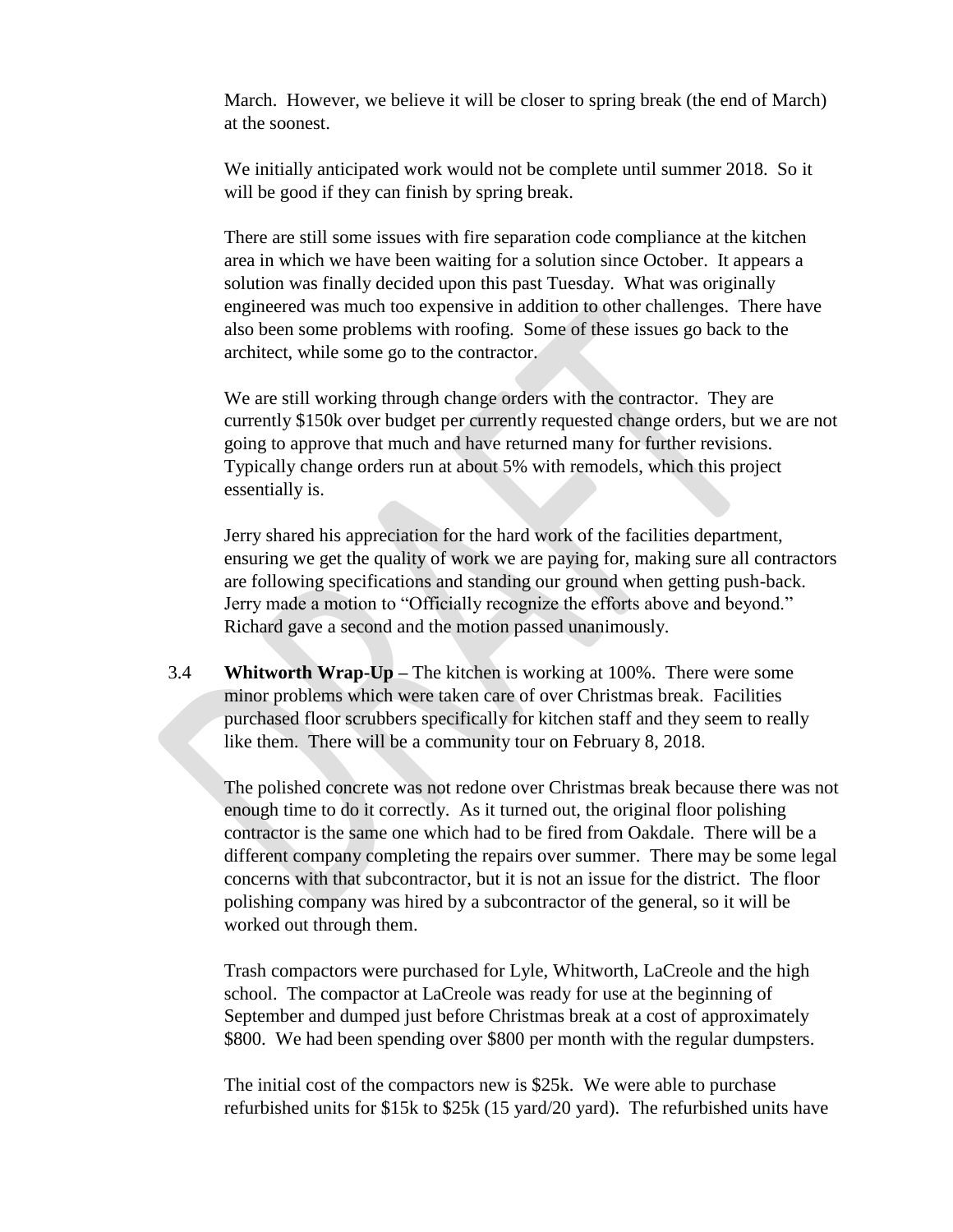March. However, we believe it will be closer to spring break (the end of March) at the soonest.

We initially anticipated work would not be complete until summer 2018. So it will be good if they can finish by spring break.

There are still some issues with fire separation code compliance at the kitchen area in which we have been waiting for a solution since October. It appears a solution was finally decided upon this past Tuesday. What was originally engineered was much too expensive in addition to other challenges. There have also been some problems with roofing. Some of these issues go back to the architect, while some go to the contractor.

We are still working through change orders with the contractor. They are currently $150k over budget per currently requested change orders, but we are not going to approve that much and have returned many for further revisions. Typically change orders run at about 5% with remodels, which this project essentially is.

Jerry shared his appreciation for the hard work of the facilities department, ensuring we get the quality of work we are paying for, making sure all contractors are following specifications and standing our ground when getting push-back. Jerry made a motion to "Officially recognize the efforts above and beyond." Richard gave a second and the motion passed unanimously.

3.4 **Whitworth Wrap-Up –** The kitchen is working at 100%. There were some minor problems which were taken care of over Christmas break. Facilities purchased floor scrubbers specifically for kitchen staff and they seem to really like them. There will be a community tour on February 8, 2018.

The polished concrete was not redone over Christmas break because there was not enough time to do it correctly. As it turned out, the original floor polishing contractor is the same one which had to be fired from Oakdale. There will be a different company completing the repairs over summer. There may be some legal concerns with that subcontractor, but it is not an issue for the district. The floor polishing company was hired by a subcontractor of the general, so it will be worked out through them.

Trash compactors were purchased for Lyle, Whitworth, LaCreole and the high school. The compactor at LaCreole was ready for use at the beginning of September and dumped just before Christmas break at a cost of approximately $800. We had been spending over $800 per month with the regular dumpsters.

The initial cost of the compactors new is $25k. We were able to purchase refurbished units for $15k to $25k (15 yard/20 yard). The refurbished units have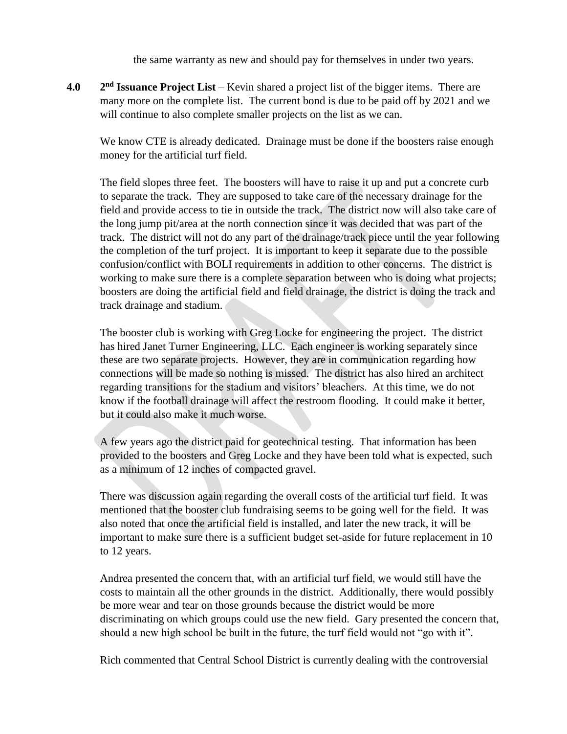the same warranty as new and should pay for themselves in under two years.

**4.0 2nd Issuance Project List** – Kevin shared a project list of the bigger items. There are many more on the complete list. The current bond is due to be paid off by 2021 and we will continue to also complete smaller projects on the list as we can.

We know CTE is already dedicated. Drainage must be done if the boosters raise enough money for the artificial turf field.

The field slopes three feet. The boosters will have to raise it up and put a concrete curb to separate the track. They are supposed to take care of the necessary drainage for the field and provide access to tie in outside the track. The district now will also take care of the long jump pit/area at the north connection since it was decided that was part of the track. The district will not do any part of the drainage/track piece until the year following the completion of the turf project. It is important to keep it separate due to the possible confusion/conflict with BOLI requirements in addition to other concerns. The district is working to make sure there is a complete separation between who is doing what projects; boosters are doing the artificial field and field drainage, the district is doing the track and track drainage and stadium.

The booster club is working with Greg Locke for engineering the project. The district has hired Janet Turner Engineering, LLC. Each engineer is working separately since these are two separate projects. However, they are in communication regarding how connections will be made so nothing is missed. The district has also hired an architect regarding transitions for the stadium and visitors' bleachers. At this time, we do not know if the football drainage will affect the restroom flooding. It could make it better, but it could also make it much worse.

A few years ago the district paid for geotechnical testing. That information has been provided to the boosters and Greg Locke and they have been told what is expected, such as a minimum of 12 inches of compacted gravel.

There was discussion again regarding the overall costs of the artificial turf field. It was mentioned that the booster club fundraising seems to be going well for the field. It was also noted that once the artificial field is installed, and later the new track, it will be important to make sure there is a sufficient budget set-aside for future replacement in 10 to 12 years.

Andrea presented the concern that, with an artificial turf field, we would still have the costs to maintain all the other grounds in the district. Additionally, there would possibly be more wear and tear on those grounds because the district would be more discriminating on which groups could use the new field. Gary presented the concern that, should a new high school be built in the future, the turf field would not "go with it".

Rich commented that Central School District is currently dealing with the controversial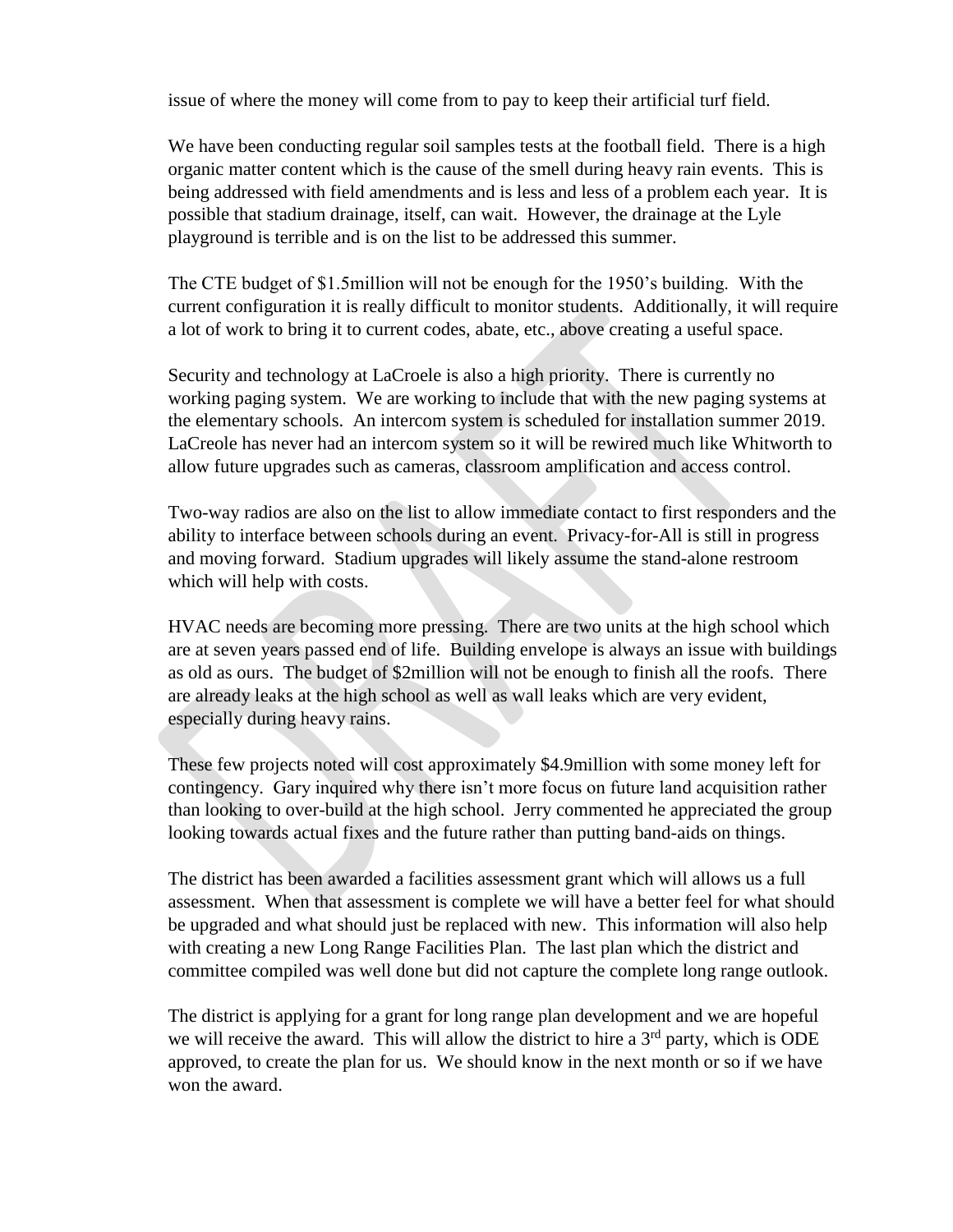issue of where the money will come from to pay to keep their artificial turf field.

We have been conducting regular soil samples tests at the football field. There is a high organic matter content which is the cause of the smell during heavy rain events. This is being addressed with field amendments and is less and less of a problem each year. It is possible that stadium drainage, itself, can wait. However, the drainage at the Lyle playground is terrible and is on the list to be addressed this summer.

The CTE budget of $1.5million will not be enough for the 1950's building. With the current configuration it is really difficult to monitor students. Additionally, it will require a lot of work to bring it to current codes, abate, etc., above creating a useful space.

Security and technology at LaCroele is also a high priority. There is currently no working paging system. We are working to include that with the new paging systems at the elementary schools. An intercom system is scheduled for installation summer 2019. LaCreole has never had an intercom system so it will be rewired much like Whitworth to allow future upgrades such as cameras, classroom amplification and access control.

Two-way radios are also on the list to allow immediate contact to first responders and the ability to interface between schools during an event. Privacy-for-All is still in progress and moving forward. Stadium upgrades will likely assume the stand-alone restroom which will help with costs.

HVAC needs are becoming more pressing. There are two units at the high school which are at seven years passed end of life. Building envelope is always an issue with buildings as old as ours. The budget of $2million will not be enough to finish all the roofs. There are already leaks at the high school as well as wall leaks which are very evident, especially during heavy rains.

These few projects noted will cost approximately $4.9million with some money left for contingency. Gary inquired why there isn't more focus on future land acquisition rather than looking to over-build at the high school. Jerry commented he appreciated the group looking towards actual fixes and the future rather than putting band-aids on things.

The district has been awarded a facilities assessment grant which will allows us a full assessment. When that assessment is complete we will have a better feel for what should be upgraded and what should just be replaced with new. This information will also help with creating a new Long Range Facilities Plan. The last plan which the district and committee compiled was well done but did not capture the complete long range outlook.

The district is applying for a grant for long range plan development and we are hopeful we will receive the award. This will allow the district to hire a 3rd party, which is ODE approved, to create the plan for us. We should know in the next month or so if we have won the award.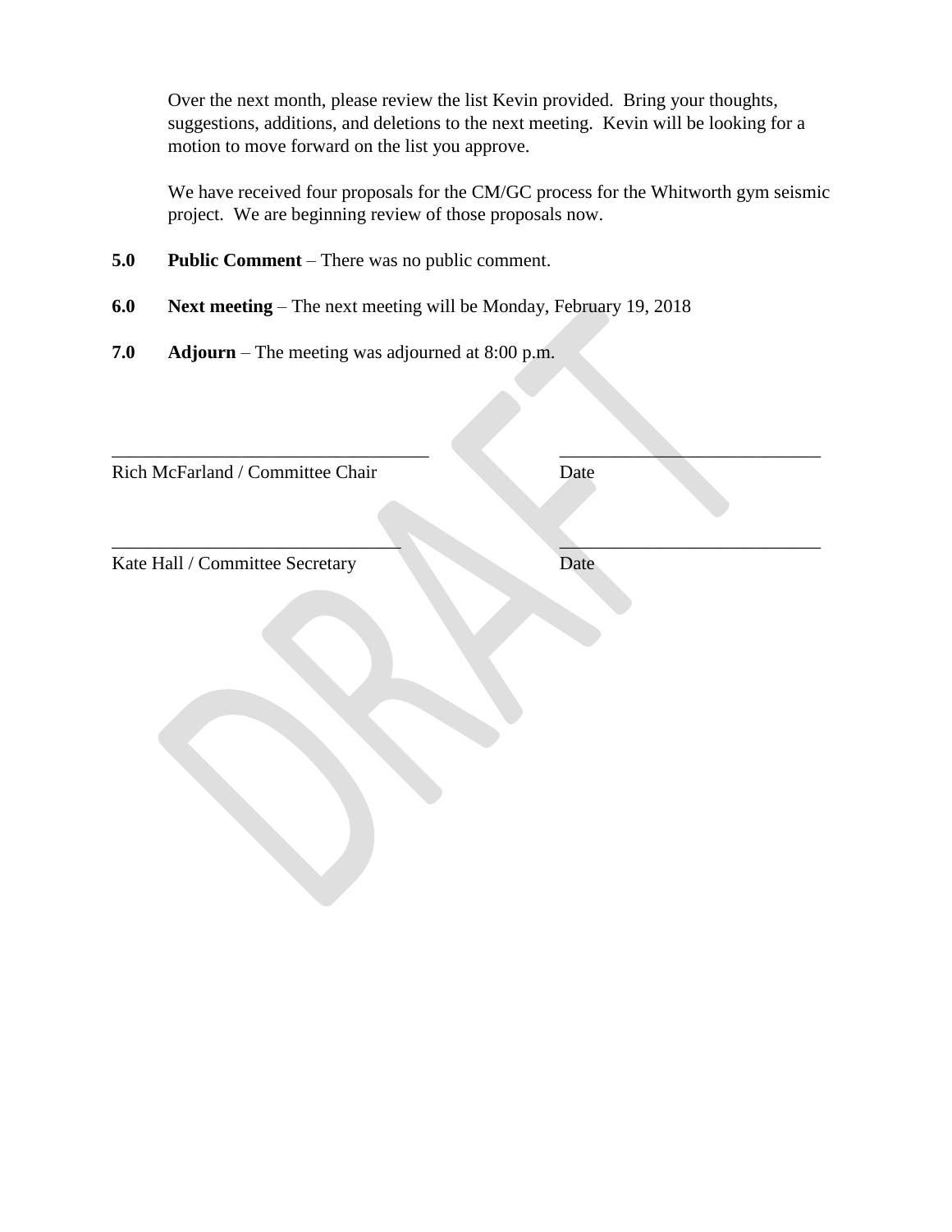Over the next month, please review the list Kevin provided. Bring your thoughts, suggestions, additions, and deletions to the next meeting. Kevin will be looking for a motion to move forward on the list you approve.

We have received four proposals for the CM/GC process for the Whitworth gym seismic project. We are beginning review of those proposals now.

**5.0 Public Comment** – There was no public comment.

**6.0 Next meeting** – The next meeting will be Monday, February 19, 2018

**7.0 Adjourn** – The meeting was adjourned at 8:00 p.m.

DRAFT

\_\_\_\_\_\_\_\_\_\_\_\_\_\_\_\_\_\_\_\_\_\_\_\_\_\_\_\_\_\_\_\_\_\_ \_\_\_\_\_\_\_\_\_\_\_\_\_\_\_\_\_\_\_\_\_\_\_\_\_\_\_\_

Rich McFarland / Committee Chair Date

\_\_\_\_\_\_\_\_\_\_\_\_\_\_\_\_\_\_\_\_\_\_\_\_\_\_\_\_\_\_\_ \_\_\_\_\_\_\_\_\_\_\_\_\_\_\_\_\_\_\_\_\_\_\_\_\_\_\_\_

Kate Hall / Committee Secretary Date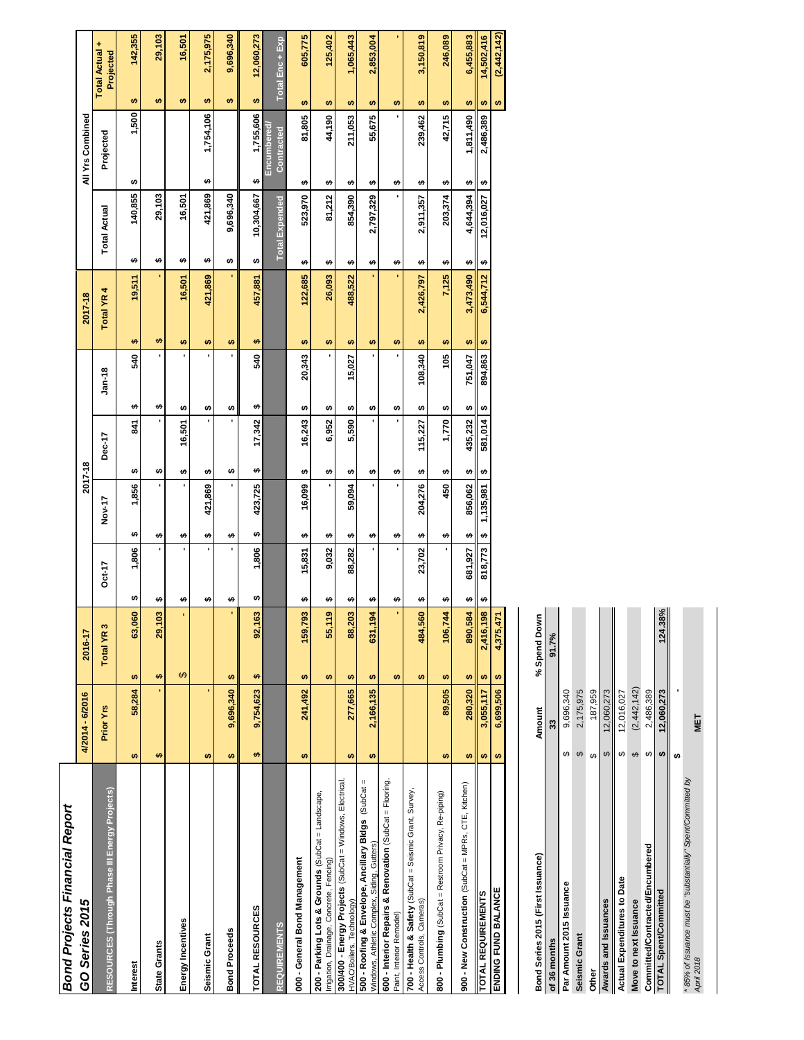# Bond Projects Financial Report

## GO Series 2015

| | 4/2014 - 6/2016 | 2016-17 | 2017-18 | | | | | All Yrs Combined | | |
|---|---|---|---|---|---|---|---|---|---|---|
| **RESOURCES (Through Phase III Energy Projects)** | **Prior Yrs** | **Total YR 3** | **Oct-17** | **Nov-17** | **Dec-17** | **Jan-18** | **Total YR 4** | **Total Actual** | **Projected** | **Total Actual + Projected** |
| Interest | $ 58,284 | $ 63,060 | $ 1,806 | $ 1,856 | $ 841 | $ 540 | $ 19,511 | $ 140,855 | $ 1,500 | $ 142,355 |
| State Grants | $ - | $ 29,103 | $ - | $ - | $ - | $ - | $ - | $ 29,103 | | $ 29,103 |
| Energy Incentives | | $ | $ - | $ - | $ 16,501 | $ - | $ 16,501 | $ 16,501 | | $ 16,501 |
| Seismic Grant | $ - | | $ - | $ 421,869 | $ - | $ - | $ 421,869 | $ 421,869 | $ 1,754,106 | $ 2,175,975 |
| Bond Proceeds | $ 9,696,340 | $ - | $ - | $ - | $ - | $ - | $ - | $ 9,696,340 | | $ 9,696,340 |
| **TOTAL RESOURCES** | $ 9,754,623 | $ 92,163 | $ 1,806 | $ 423,725 | $ 17,342 | $ 540 | $ 457,881 | $ 10,304,667 | $ 1,755,606 | $ 12,060,273 |
| **REQUIREMENTS** | | | | | | | | **Total Expended** | **Encumbered/ Contracted** | **Total Enc + Exp** |
| 000 - General Bond Management | $ 241,492 | $ 159,793 | $ 15,831 | $ 16,099 | $ 16,243 | $ 20,343 | $ 122,685 | $ 523,970 | $ 81,805 | $ 605,775 |
| 200 - Parking Lots & Grounds (SubCat = Landscape, Irrigation, Drainage, Concrete, Fencing) | | $ 55,119 | $ 9,032 | $ - | $ 6,952 | $ - | $ 26,093 | $ 81,212 | $ 44,190 | $ 125,402 |
| 300/400 - Energy Projects (SubCat = Windows, Electrical, HVAC/Boilers, Technology) | $ 277,665 | $ 88,203 | $ 88,282 | $ 59,094 | $ 5,590 | $ 15,027 | $ 488,522 | $ 854,390 | $ 211,053 | $ 1,065,443 |
| 500 - Roofing & Envelope, Ancillary Bldgs (SubCat = Windows, Athletic Complex, Siding, Gutters) | $ 2,166,135 | $ 631,194 | $ - | $ - | $ - | $ - | $ - | $ 2,797,329 | $ 55,675 | $ 2,853,004 |
| 600 - Interior Repairs & Renovation (SubCat = Flooring, Paint, Interior Remodel) | | $ - | $ - | $ - | $ - | $ - | $ - | $ - | $ - | $ - |
| 700 - Health & Safety (SubCat = Seismic Grant, Survey, Access Controls, Cameras) | | $ 484,560 | $ 23,702 | $ 204,276 | $ 115,227 | $ 108,340 | $ 2,426,797 | $ 2,911,357 | $ 239,462 | $ 3,150,819 |
| 800 - Plumbing (SubCat = Restroom Privacy, Re-piping) | $ 89,505 | $ 106,744 | $ - | $ 450 | $ 1,770 | $ 105 | $ 7,125 | $ 203,374 | $ 42,715 | $ 246,089 |
| 900 - New Construction (SubCat = MPRs, CTE, Kitchen) | $ 280,320 | $ 890,584 | $ 681,927 | $ 856,062 | $ 435,232 | $ 751,047 | $ 3,473,490 | $ 4,644,394 | $ 1,811,490 | $ 6,455,883 |
| **TOTAL REQUIREMENTS** | $ 3,055,117 | $ 2,416,198 | $ 818,773 | $ 1,135,981 | $ 581,014 | $ 894,863 | $ 6,544,712 | $ 12,016,027 | $ 2,486,389 | $ 14,502,416 |
| **ENDING FUND BALANCE** | $ 6,699,506 | $ 4,375,471 | | | | | | | | $ (2,442,142) |

| Bond Series 2015 (First Issuance) | Amount | % Spend Down |
|---|---|---|
| of 36 months | 33 | 91.7% |
| Par Amount 2015 Issuance | $ 9,696,340 | |
| Seismic Grant | $ 2,175,975 | |
| Other | $ 187,959 | |
| Awards and Issuances | $ 12,060,273 | |
| Actual Expenditures to Date | $ 12,016,027 | |
| Move to next Issuance | $ (2,442,142) | |
| Committed/Contracted/Encumbered | $ 2,486,389 | |
| TOTAL Spent/Committed | $ 12,060,273 | 124.38% |
| | $ - | |
| * 85% of issuance must be "substantially" Spent/Committed by April 2018 | MET | |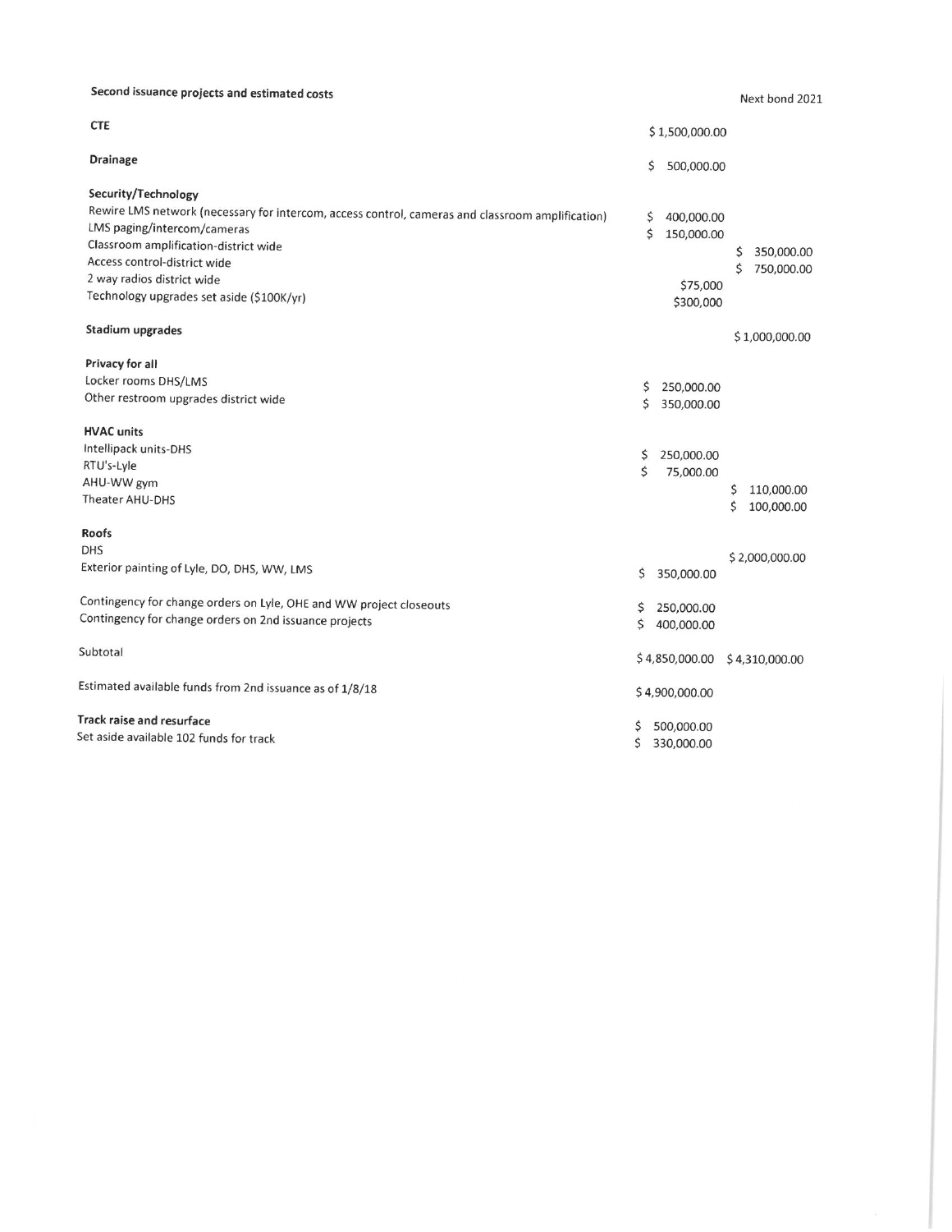| Second issuance projects and estimated costs | | Next bond 2021 |
|---|---|---|
| **CTE** | $ 1,500,000.00 | |
| **Drainage** | $ 500,000.00 | |
| **Security/Technology** | | |
| Rewire LMS network (necessary for intercom, access control, cameras and classroom amplification) | $ 400,000.00 | |
| LMS paging/intercom/cameras | $ 150,000.00 | |
| Classroom amplification-district wide | | $ 350,000.00 |
| Access control-district wide | | $ 750,000.00 |
| 2 way radios district wide | $75,000 | |
| Technology upgrades set aside ($100K/yr) | $300,000 | |
| **Stadium upgrades** | | $ 1,000,000.00 |
| **Privacy for all** | | |
| Locker rooms DHS/LMS | $ 250,000.00 | |
| Other restroom upgrades district wide | $ 350,000.00 | |
| **HVAC units** | | |
| Intellipack units-DHS | $ 250,000.00 | |
| RTU's-Lyle | $ 75,000.00 | |
| AHU-WW gym | | $ 110,000.00 |
| Theater AHU-DHS | | $ 100,000.00 |
| **Roofs** | | |
| DHS | | $ 2,000,000.00 |
| Exterior painting of Lyle, DO, DHS, WW, LMS | $ 350,000.00 | |
| Contingency for change orders on Lyle, OHE and WW project closeouts | $ 250,000.00 | |
| Contingency for change orders on 2nd issuance projects | $ 400,000.00 | |
| Subtotal | $ 4,850,000.00 | $ 4,310,000.00 |
| Estimated available funds from 2nd issuance as of 1/8/18 | $ 4,900,000.00 | |
| **Track raise and resurface** | $ 500,000.00 | |
| Set aside available 102 funds for track | $ 330,000.00 | |